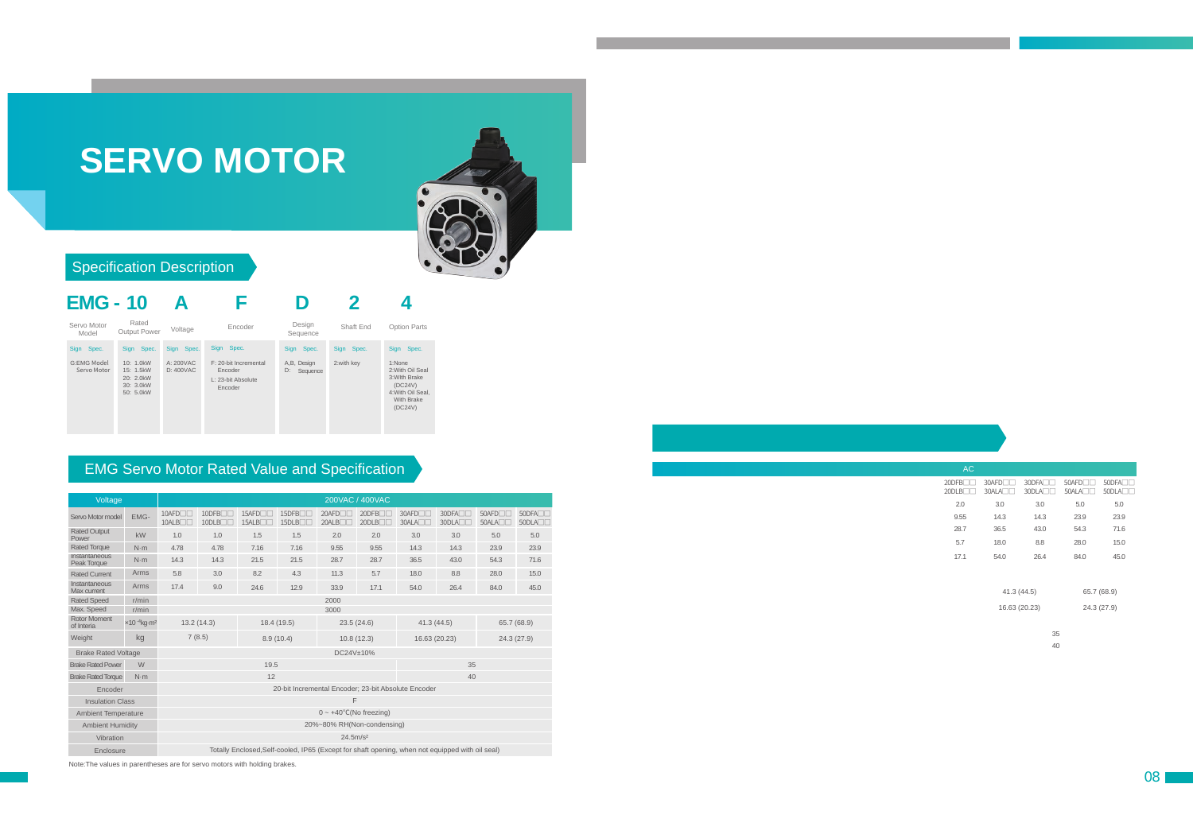# SERVO MOTOR

## Specification Description

**EMG - 10 A F D 2 4**

| Servo Motor Model | Rated Output Power | Voltage | Encoder | Design Sequence | Shaft End | Option Parts |
|---|---|---|---|---|---|---|
| Sign Spec. | Sign Spec. | Sign Spec. | Sign Spec. | Sign Spec. | Sign Spec. | Sign Spec. |
| G:EMG Model Servo Motor | 10: 1.0kW<br>15: 1.5kW<br>20: 2.0kW<br>30: 3.0kW<br>50: 5.0kW | A: 200VAC<br>D: 400VAC | F: 20-bit Incremental Encoder<br>L: 23-bit Absolute Encoder | A,B, Design<br>D: Sequence | 2:with key | 1:None<br>2:With Oil Seal<br>3:With Brake (DC24V)<br>4:With Oil Seal, With Brake (DC24V) |

## EMG Servo Motor Rated Value and Specification

| Voltage | | 200VAC / 400VAC | | | | | | | | | |
|---|---|---|---|---|---|---|---|---|---|---|---|
| Servo Motor model | EMG- | 10AFD□□<br>10ALB□□ | 10DFB□□<br>10DLB□□ | 15AFD□□<br>15ALB□□ | 15DFB□□<br>15DLB□□ | 20AFD□□<br>20ALB□□ | 20DFB□□<br>20DLB□□ | 30AFD□□<br>30ALA□□ | 30DFA□□<br>30DLA□□ | 50AFD□□<br>50ALA□□ | 50DFA□□<br>50DLA□□ |
| Rated Output Power | kW | 1.0 | 1.0 | 1.5 | 1.5 | 2.0 | 2.0 | 3.0 | 3.0 | 5.0 | 5.0 |
| Rated Torque | N·m | 4.78 | 4.78 | 7.16 | 7.16 | 9.55 | 9.55 | 14.3 | 14.3 | 23.9 | 23.9 |
| Instantaneous Peak Torque | N·m | 14.3 | 14.3 | 21.5 | 21.5 | 28.7 | 28.7 | 36.5 | 43.0 | 54.3 | 71.6 |
| Rated Current | Arms | 5.8 | 3.0 | 8.2 | 4.3 | 11.3 | 5.7 | 18.0 | 8.8 | 28.0 | 15.0 |
| Instantaneous Max current | Arms | 17.4 | 9.0 | 24.6 | 12.9 | 33.9 | 17.1 | 54.0 | 26.4 | 84.0 | 45.0 |
| Rated Speed | r/min | 2000 | | | | | | | | | |
| Max. Speed | r/min | 3000 | | | | | | | | | |
| Rotor Moment of Interia | $\times10^{-4}kg{\cdot}m^2$ | 13.2 (14.3) | | 18.4 (19.5) | | 23.5 (24.6) | | 41.3 (44.5) | | 65.7 (68.9) | |
| Weight | kg | 7 (8.5) | | 8.9 (10.4) | | 10.8 (12.3) | | 16.63 (20.23) | | 24.3 (27.9) | |
| Brake Rated Voltage | | DC24V±10% | | | | | | | | | |
| Brake Rated Power | W | 19.5 | | | | | | 35 | | | |
| Brake Rated Torque | N·m | 12 | | | | | | 40 | | | |
| Encoder | | 20-bit Incremental Encoder; 23-bit Absolute Encoder | | | | | | | | | |
| Insulation Class | | F | | | | | | | | | |
| Ambient Temperature | | 0 ~ +40℃(No freezing) | | | | | | | | | |
| Ambient Humidity | | 20%~80% RH(Non-condensing) | | | | | | | | | |
| Vibration | | $24.5m/s^2$ | | | | | | | | | |
| Enclosure | | Totally Enclosed,Self-cooled, IP65 (Except for shaft opening, when not equipped with oil seal) | | | | | | | | | |

Note:The values in parentheses are for servo motors with holding brakes.

| AC | | | | |
|---|---|---|---|---|
| 20DFB□□<br>20DLB□□ | 30AFD□□<br>30ALA□□ | 30DFA□□<br>30DLA□□ | 50AFD□□<br>50ALA□□ | 50DFA□□<br>50DLA□□ |
| 2.0 | 3.0 | 3.0 | 5.0 | 5.0 |
| 9.55 | 14.3 | 14.3 | 23.9 | 23.9 |
| 28.7 | 36.5 | 43.0 | 54.3 | 71.6 |
| 5.7 | 18.0 | 8.8 | 28.0 | 15.0 |
| 17.1 | 54.0 | 26.4 | 84.0 | 45.0 |
| | 41.3 (44.5) | | 65.7 (68.9) | |
| | 16.63 (20.23) | | 24.3 (27.9) | |
| | | 35 | | |
| | | 40 | | |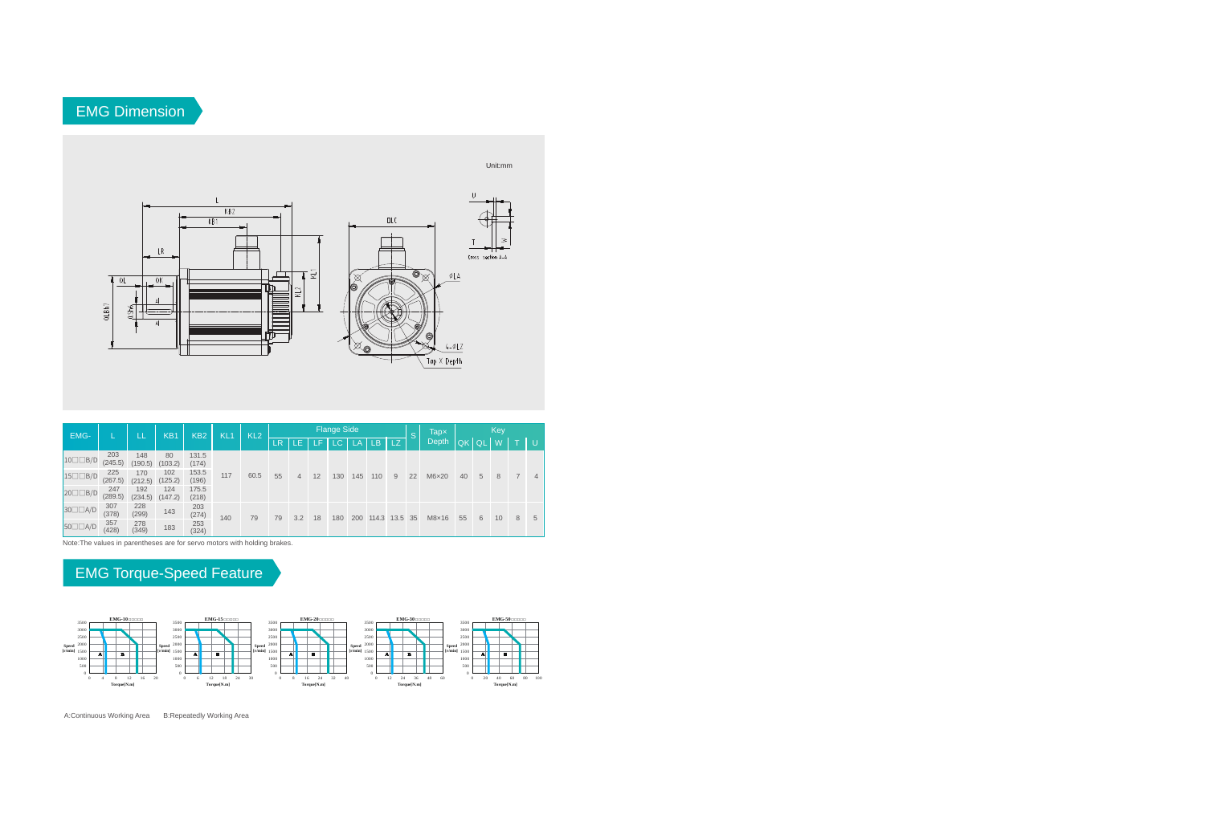## EMG Dimension

Unit:mm

L
KB2
KB1
LR
QL
QK
QLB(h7)
QS(h6)
QLC
KL1
KL2
U
T
W
Cross section A-A
ØLA
4-ØLZ
Tap X Depth

| EMG- | L | LL | KB1 | KB2 | KL1 | KL2 | Flange Side | | | | | | | S | Tap× Depth | Key | | | | |
|---|---|---|---|---|---|---|---|---|---|---|---|---|---|---|---|---|---|---|---|---|
| | | | | | | | LR | LE | LF | LC | LA | LB | LZ | | | QK | QL | W | T | U |
| 10□□B/D | 203 (245.5) | 148 (190.5) | 80 (103.2) | 131.5 (174) | 117 | 60.5 | 55 | 4 | 12 | 130 | 145 | 110 | 9 | 22 | M6×20 | 40 | 5 | 8 | 7 | 4 |
| 15□□B/D | 225 (267.5) | 170 (212.5) | 102 (125.2) | 153.5 (196) | | | | | | | | | | | | | | | | |
| 20□□B/D | 247 (289.5) | 192 (234.5) | 124 (147.2) | 175.5 (218) | | | | | | | | | | | | | | | | |
| 30□□A/D | 307 (378) | 228 (299) | 143 | 203 (274) | 140 | 79 | 79 | 3.2 | 18 | 180 | 200 | 114.3 | 13.5 | 35 | M8×16 | 55 | 6 | 10 | 8 | 5 |
| 50□□A/D | 357 (428) | 278 (349) | 183 | 253 (324) | | | | | | | | | | | | | | | | |

Note:The values in parentheses are for servo motors with holding brakes.

## EMG Torque-Speed Feature

EMG-10□□□□□
Speed [r/min]
3500 3000 2500 2000 1500 1000 500 0
A B
0 4 8 12 16 20
Torque[N.m]

EMG-15□□□□□
Speed [r/min]
3500 3000 2500 2000 1500 1000 500 0
A B
0 6 12 18 24 30
Torque[N.m]

EMG-20□□□□□
Speed [r/min]
3500 3000 2500 2000 1500 1000 500 0
A B
0 8 16 24 32 40
Torque[N.m]

EMG-30□□□□□
Speed [r/min]
3500 3000 2500 2000 1500 1000 500 0
A B
0 12 24 36 48 60
Torque[N.m]

EMG-50□□□□□
Speed [r/min]
3500 3000 2500 2000 1500 1000 500 0
A B
0 20 40 60 80 100
Torque[N.m]

A:Continuous Working Area B:Repeatedly Working Area